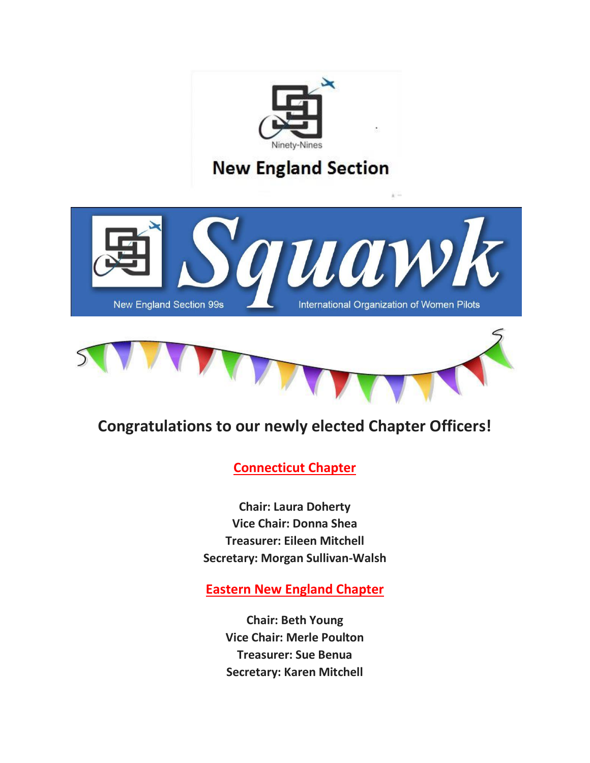Ninety-Nines

# New England Section

# Squawk

New England Section 99s

International Organization of Women Pilots

## Congratulations to our newly elected Chapter Officers!

### Connecticut Chapter

**Chair: Laura Doherty**
**Vice Chair: Donna Shea**
**Treasurer: Eileen Mitchell**
**Secretary: Morgan Sullivan-Walsh**

### Eastern New England Chapter

**Chair: Beth Young**
**Vice Chair: Merle Poulton**
**Treasurer: Sue Benua**
**Secretary: Karen Mitchell**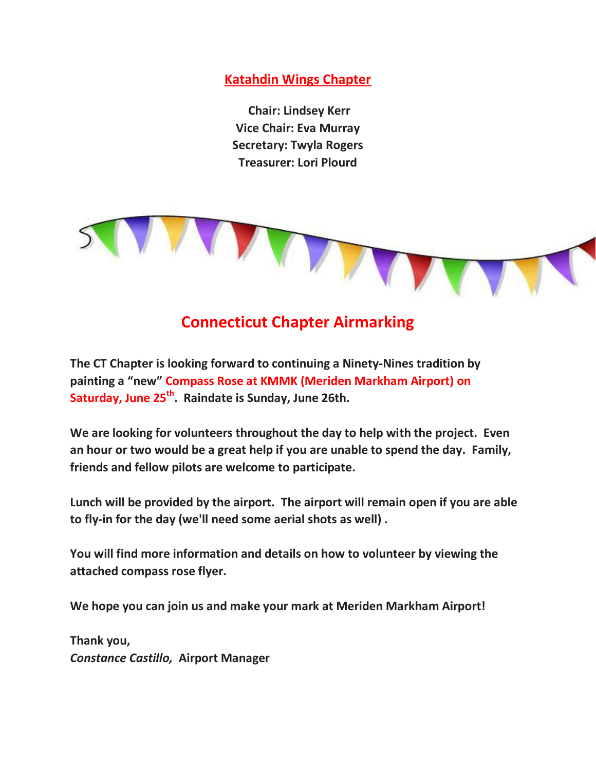## Katahdin Wings Chapter

**Chair: Lindsey Kerr**
**Vice Chair: Eva Murray**
**Secretary: Twyla Rogers**
**Treasurer: Lori Plourd**

## Connecticut Chapter Airmarking

**The CT Chapter is looking forward to continuing a Ninety-Nines tradition by painting a "new" Compass Rose at KMMK (Meriden Markham Airport) on Saturday, June 25th. Raindate is Sunday, June 26th.**

**We are looking for volunteers throughout the day to help with the project. Even an hour or two would be a great help if you are unable to spend the day. Family, friends and fellow pilots are welcome to participate.**

**Lunch will be provided by the airport. The airport will remain open if you are able to fly-in for the day (we'll need some aerial shots as well) .**

**You will find more information and details on how to volunteer by viewing the attached compass rose flyer.**

**We hope you can join us and make your mark at Meriden Markham Airport!**

**Thank you,**
***Constance Castillo,*** **Airport Manager**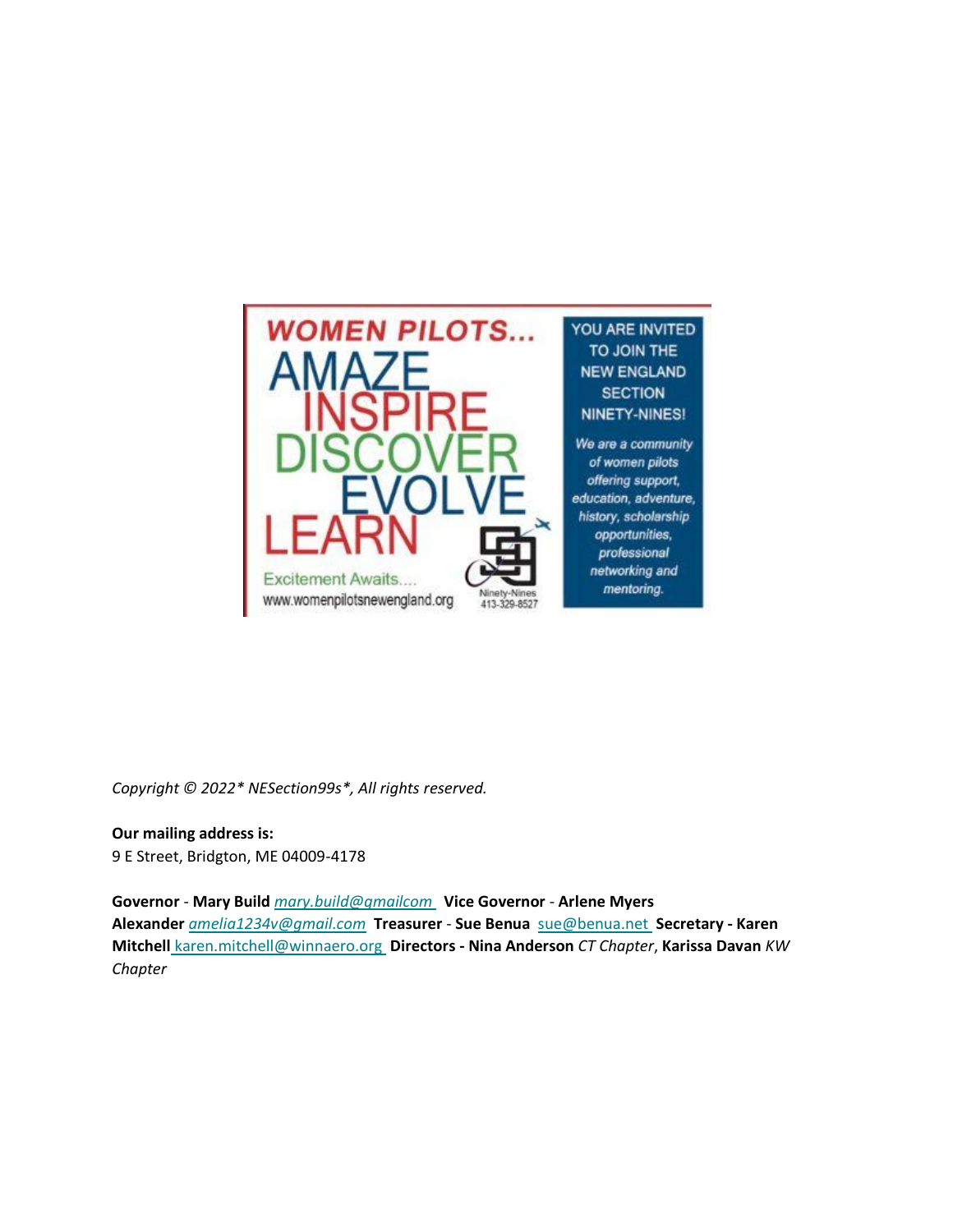WOMEN PILOTS...
AMAZE
INSPIRE
DISCOVER
EVOLVE
LEARN

Excitement Awaits....
www.womenpilotsnewengland.org

Ninety-Nines
413-329-8527

YOU ARE INVITED TO JOIN THE NEW ENGLAND SECTION NINETY-NINES!

*We are a community of women pilots offering support, education, adventure, history, scholarship opportunities, professional networking and mentoring.*

*Copyright © 2022* NESection99s*, All rights reserved.*

**Our mailing address is:**
9 E Street, Bridgton, ME 04009-4178

**Governor** - **Mary Build** *mary.build@gmailcom* **Vice Governor** - **Arlene Myers Alexander** *amelia1234v@gmail.com* **Treasurer** - **Sue Benua** sue@benua.net **Secretary - Karen Mitchell** karen.mitchell@winnaero.org **Directors - Nina Anderson** *CT Chapter*, **Karissa Davan** *KW Chapter*